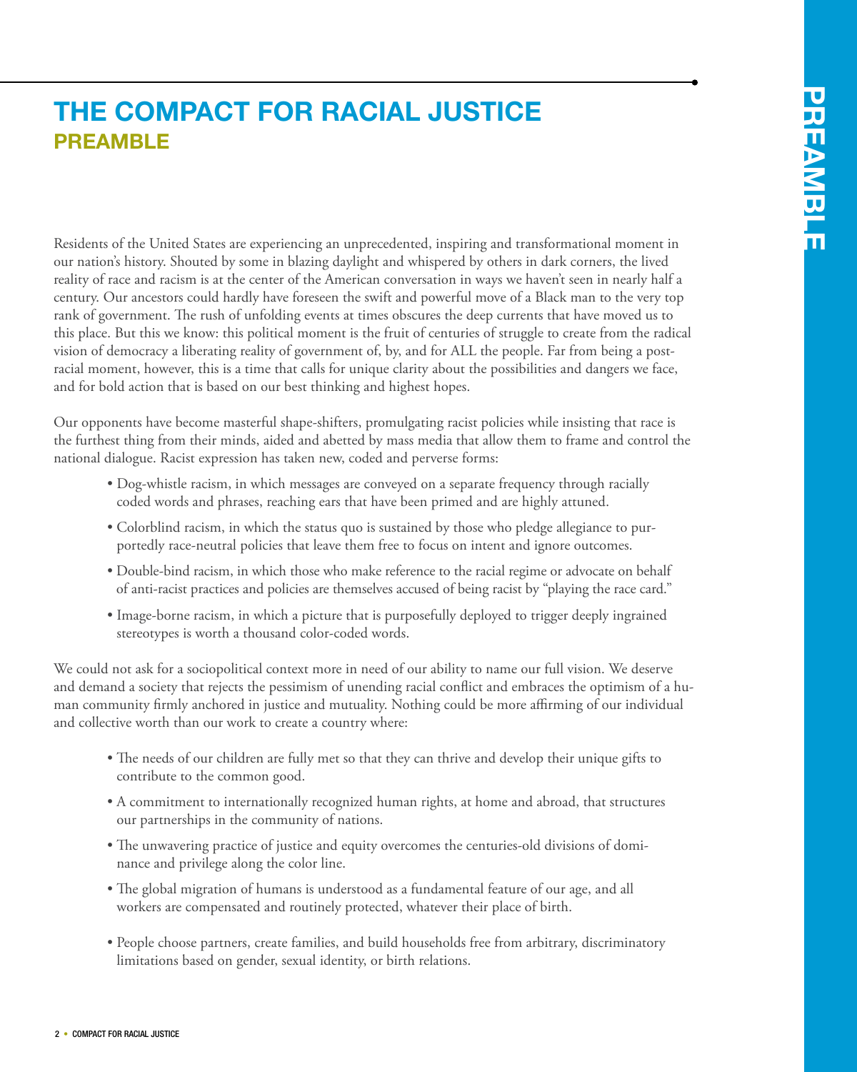# THE COMPACT FOR RACIAL JUSTICE

## PREAMBLE

Residents of the United States are experiencing an unprecedented, inspiring and transformational moment in our nation's history. Shouted by some in blazing daylight and whispered by others in dark corners, the lived reality of race and racism is at the center of the American conversation in ways we haven't seen in nearly half a century. Our ancestors could hardly have foreseen the swift and powerful move of a Black man to the very top rank of government. The rush of unfolding events at times obscures the deep currents that have moved us to this place. But this we know: this political moment is the fruit of centuries of struggle to create from the radical vision of democracy a liberating reality of government of, by, and for ALL the people. Far from being a post-racial moment, however, this is a time that calls for unique clarity about the possibilities and dangers we face, and for bold action that is based on our best thinking and highest hopes.

Our opponents have become masterful shape-shifters, promulgating racist policies while insisting that race is the furthest thing from their minds, aided and abetted by mass media that allow them to frame and control the national dialogue. Racist expression has taken new, coded and perverse forms:

- Dog-whistle racism, in which messages are conveyed on a separate frequency through racially coded words and phrases, reaching ears that have been primed and are highly attuned.
- Colorblind racism, in which the status quo is sustained by those who pledge allegiance to purportedly race-neutral policies that leave them free to focus on intent and ignore outcomes.
- Double-bind racism, in which those who make reference to the racial regime or advocate on behalf of anti-racist practices and policies are themselves accused of being racist by "playing the race card."
- Image-borne racism, in which a picture that is purposefully deployed to trigger deeply ingrained stereotypes is worth a thousand color-coded words.

We could not ask for a sociopolitical context more in need of our ability to name our full vision. We deserve and demand a society that rejects the pessimism of unending racial conflict and embraces the optimism of a human community firmly anchored in justice and mutuality. Nothing could be more affirming of our individual and collective worth than our work to create a country where:

- The needs of our children are fully met so that they can thrive and develop their unique gifts to contribute to the common good.
- A commitment to internationally recognized human rights, at home and abroad, that structures our partnerships in the community of nations.
- The unwavering practice of justice and equity overcomes the centuries-old divisions of dominance and privilege along the color line.
- The global migration of humans is understood as a fundamental feature of our age, and all workers are compensated and routinely protected, whatever their place of birth.
- People choose partners, create families, and build households free from arbitrary, discriminatory limitations based on gender, sexual identity, or birth relations.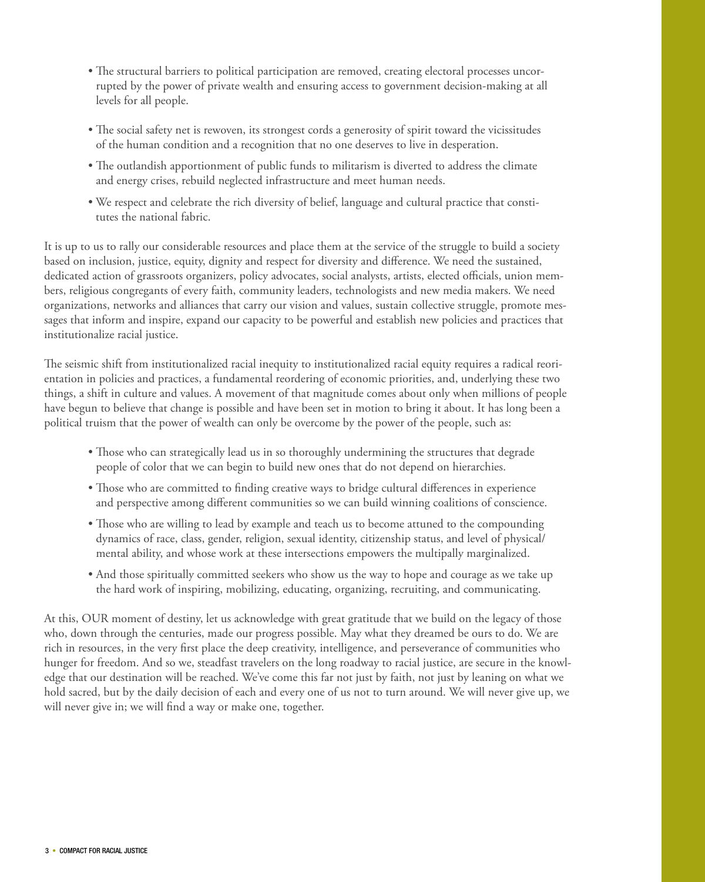- The structural barriers to political participation are removed, creating electoral processes uncorrupted by the power of private wealth and ensuring access to government decision-making at all levels for all people.
- The social safety net is rewoven, its strongest cords a generosity of spirit toward the vicissitudes of the human condition and a recognition that no one deserves to live in desperation.
- The outlandish apportionment of public funds to militarism is diverted to address the climate and energy crises, rebuild neglected infrastructure and meet human needs.
- We respect and celebrate the rich diversity of belief, language and cultural practice that constitutes the national fabric.

It is up to us to rally our considerable resources and place them at the service of the struggle to build a society based on inclusion, justice, equity, dignity and respect for diversity and difference. We need the sustained, dedicated action of grassroots organizers, policy advocates, social analysts, artists, elected officials, union members, religious congregants of every faith, community leaders, technologists and new media makers. We need organizations, networks and alliances that carry our vision and values, sustain collective struggle, promote messages that inform and inspire, expand our capacity to be powerful and establish new policies and practices that institutionalize racial justice.

The seismic shift from institutionalized racial inequity to institutionalized racial equity requires a radical reorientation in policies and practices, a fundamental reordering of economic priorities, and, underlying these two things, a shift in culture and values. A movement of that magnitude comes about only when millions of people have begun to believe that change is possible and have been set in motion to bring it about. It has long been a political truism that the power of wealth can only be overcome by the power of the people, such as:

- Those who can strategically lead us in so thoroughly undermining the structures that degrade people of color that we can begin to build new ones that do not depend on hierarchies.
- Those who are committed to finding creative ways to bridge cultural differences in experience and perspective among different communities so we can build winning coalitions of conscience.
- Those who are willing to lead by example and teach us to become attuned to the compounding dynamics of race, class, gender, religion, sexual identity, citizenship status, and level of physical/mental ability, and whose work at these intersections empowers the multipally marginalized.
- And those spiritually committed seekers who show us the way to hope and courage as we take up the hard work of inspiring, mobilizing, educating, organizing, recruiting, and communicating.

At this, OUR moment of destiny, let us acknowledge with great gratitude that we build on the legacy of those who, down through the centuries, made our progress possible. May what they dreamed be ours to do. We are rich in resources, in the very first place the deep creativity, intelligence, and perseverance of communities who hunger for freedom. And so we, steadfast travelers on the long roadway to racial justice, are secure in the knowledge that our destination will be reached. We've come this far not just by faith, not just by leaning on what we hold sacred, but by the daily decision of each and every one of us not to turn around. We will never give up, we will never give in; we will find a way or make one, together.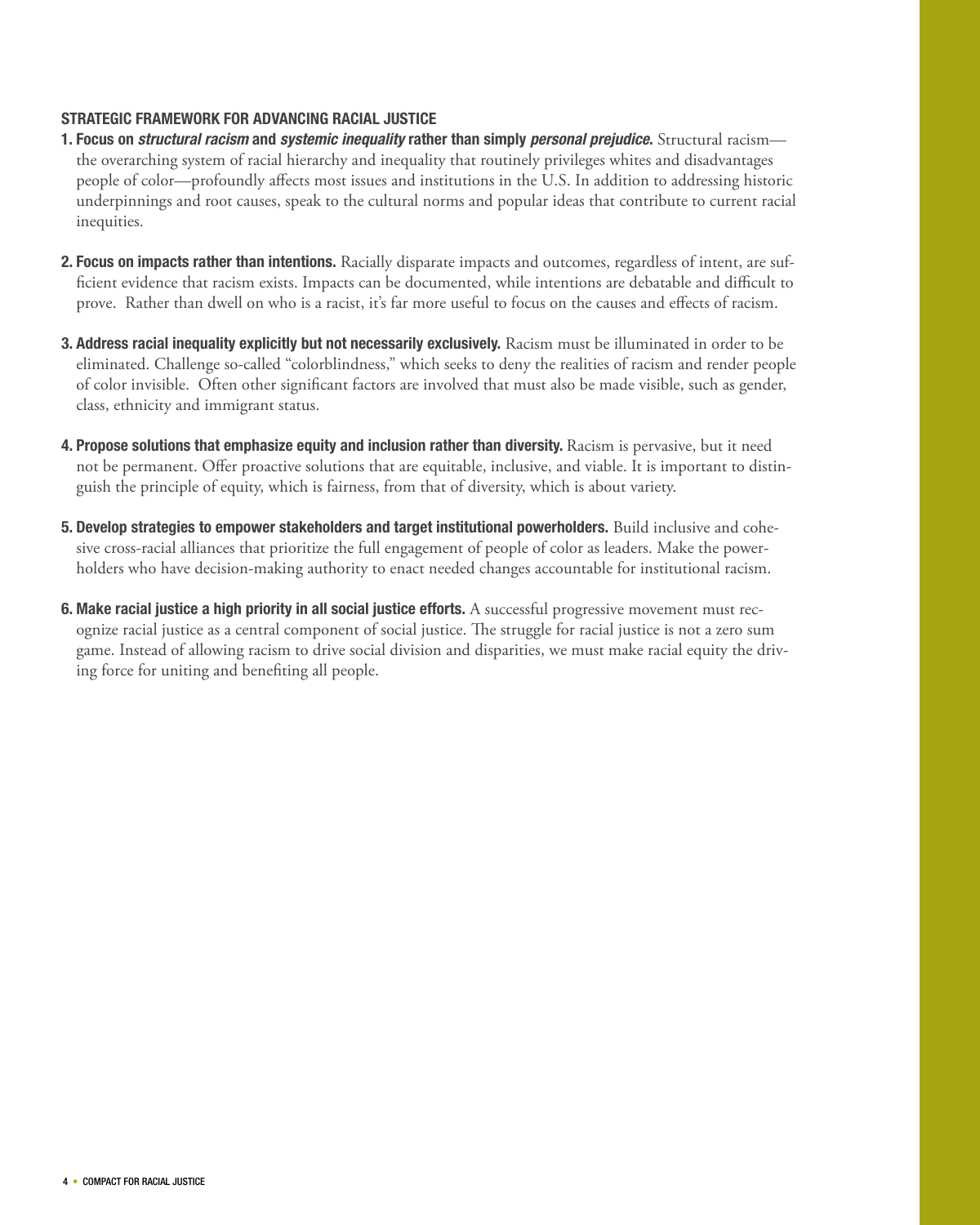### STRATEGIC FRAMEWORK FOR ADVANCING RACIAL JUSTICE

1. **Focus on *structural racism* and *systemic inequality* rather than simply *personal prejudice*.** Structural racism—the overarching system of racial hierarchy and inequality that routinely privileges whites and disadvantages people of color—profoundly affects most issues and institutions in the U.S. In addition to addressing historic underpinnings and root causes, speak to the cultural norms and popular ideas that contribute to current racial inequities.

2. **Focus on impacts rather than intentions.** Racially disparate impacts and outcomes, regardless of intent, are sufficient evidence that racism exists. Impacts can be documented, while intentions are debatable and difficult to prove. Rather than dwell on who is a racist, it's far more useful to focus on the causes and effects of racism.

3. **Address racial inequality explicitly but not necessarily exclusively.** Racism must be illuminated in order to be eliminated. Challenge so-called "colorblindness," which seeks to deny the realities of racism and render people of color invisible. Often other significant factors are involved that must also be made visible, such as gender, class, ethnicity and immigrant status.

4. **Propose solutions that emphasize equity and inclusion rather than diversity.** Racism is pervasive, but it need not be permanent. Offer proactive solutions that are equitable, inclusive, and viable. It is important to distinguish the principle of equity, which is fairness, from that of diversity, which is about variety.

5. **Develop strategies to empower stakeholders and target institutional powerholders.** Build inclusive and cohesive cross-racial alliances that prioritize the full engagement of people of color as leaders. Make the powerholders who have decision-making authority to enact needed changes accountable for institutional racism.

6. **Make racial justice a high priority in all social justice efforts.** A successful progressive movement must recognize racial justice as a central component of social justice. The struggle for racial justice is not a zero sum game. Instead of allowing racism to drive social division and disparities, we must make racial equity the driving force for uniting and benefiting all people.